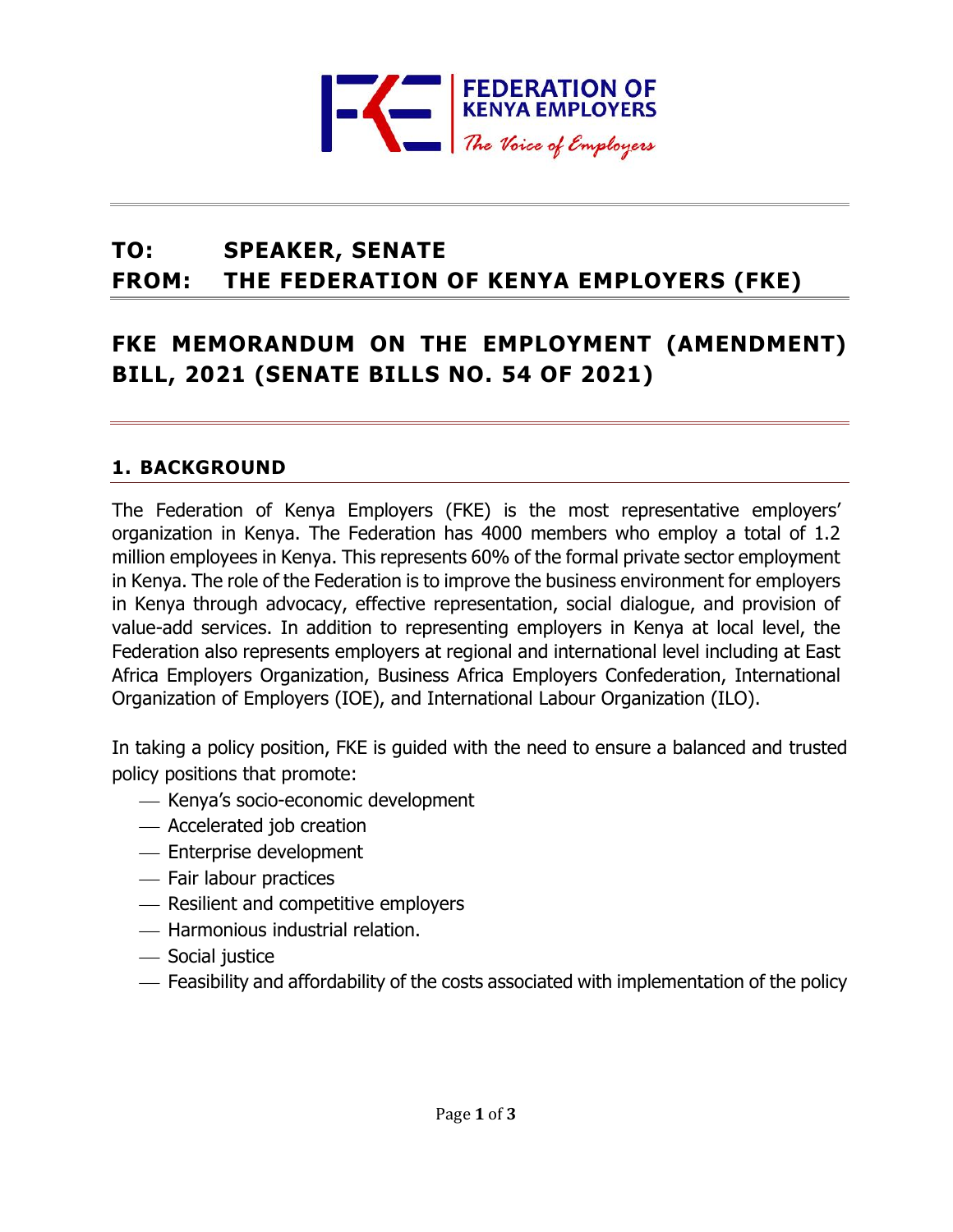FEDERATION OF KENYA EMPLOYERS

*The Voice of Employers*

**TO: SPEAKER, SENATE**

**FROM: THE FEDERATION OF KENYA EMPLOYERS (FKE)**

# FKE MEMORANDUM ON THE EMPLOYMENT (AMENDMENT) BILL, 2021 (SENATE BILLS NO. 54 OF 2021)

## 1. BACKGROUND

The Federation of Kenya Employers (FKE) is the most representative employers' organization in Kenya. The Federation has 4000 members who employ a total of 1.2 million employees in Kenya. This represents 60% of the formal private sector employment in Kenya. The role of the Federation is to improve the business environment for employers in Kenya through advocacy, effective representation, social dialogue, and provision of value-add services. In addition to representing employers in Kenya at local level, the Federation also represents employers at regional and international level including at East Africa Employers Organization, Business Africa Employers Confederation, International Organization of Employers (IOE), and International Labour Organization (ILO).

In taking a policy position, FKE is guided with the need to ensure a balanced and trusted policy positions that promote:

- Kenya's socio-economic development
- Accelerated job creation
- Enterprise development
- Fair labour practices
- Resilient and competitive employers
- Harmonious industrial relation.
- Social justice
- Feasibility and affordability of the costs associated with implementation of the policy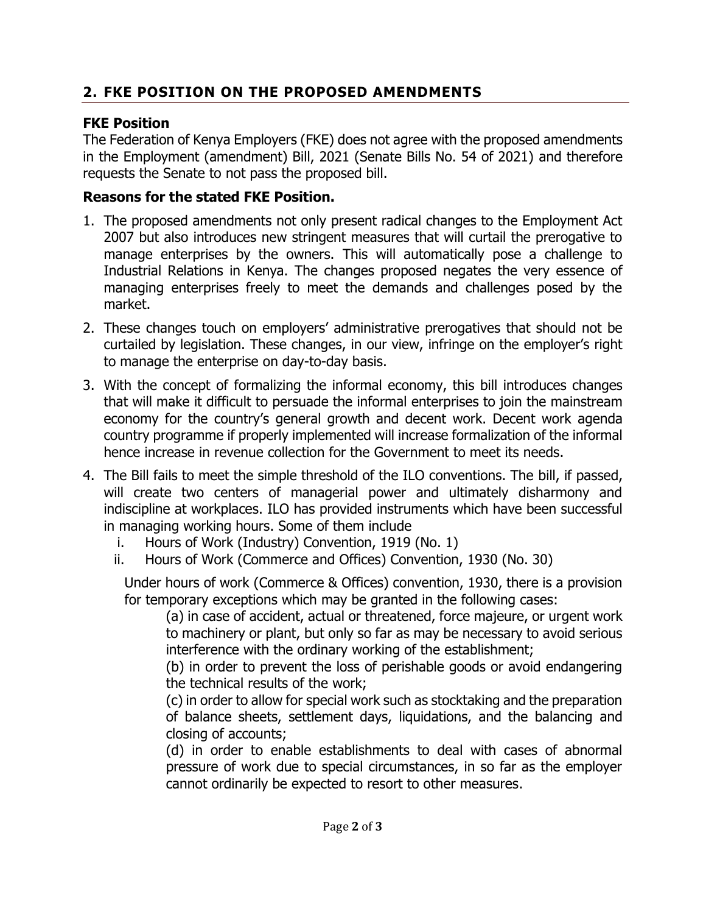## 2. FKE POSITION ON THE PROPOSED AMENDMENTS

### FKE Position

The Federation of Kenya Employers (FKE) does not agree with the proposed amendments in the Employment (amendment) Bill, 2021 (Senate Bills No. 54 of 2021) and therefore requests the Senate to not pass the proposed bill.

### Reasons for the stated FKE Position.

1. The proposed amendments not only present radical changes to the Employment Act 2007 but also introduces new stringent measures that will curtail the prerogative to manage enterprises by the owners. This will automatically pose a challenge to Industrial Relations in Kenya. The changes proposed negates the very essence of managing enterprises freely to meet the demands and challenges posed by the market.
2. These changes touch on employers' administrative prerogatives that should not be curtailed by legislation. These changes, in our view, infringe on the employer's right to manage the enterprise on day-to-day basis.
3. With the concept of formalizing the informal economy, this bill introduces changes that will make it difficult to persuade the informal enterprises to join the mainstream economy for the country's general growth and decent work. Decent work agenda country programme if properly implemented will increase formalization of the informal hence increase in revenue collection for the Government to meet its needs.
4. The Bill fails to meet the simple threshold of the ILO conventions. The bill, if passed, will create two centers of managerial power and ultimately disharmony and indiscipline at workplaces. ILO has provided instruments which have been successful in managing working hours. Some of them include
   i. Hours of Work (Industry) Convention, 1919 (No. 1)
   ii. Hours of Work (Commerce and Offices) Convention, 1930 (No. 30)

   Under hours of work (Commerce & Offices) convention, 1930, there is a provision for temporary exceptions which may be granted in the following cases:

   (a) in case of accident, actual or threatened, force majeure, or urgent work to machinery or plant, but only so far as may be necessary to avoid serious interference with the ordinary working of the establishment;

   (b) in order to prevent the loss of perishable goods or avoid endangering the technical results of the work;

   (c) in order to allow for special work such as stocktaking and the preparation of balance sheets, settlement days, liquidations, and the balancing and closing of accounts;

   (d) in order to enable establishments to deal with cases of abnormal pressure of work due to special circumstances, in so far as the employer cannot ordinarily be expected to resort to other measures.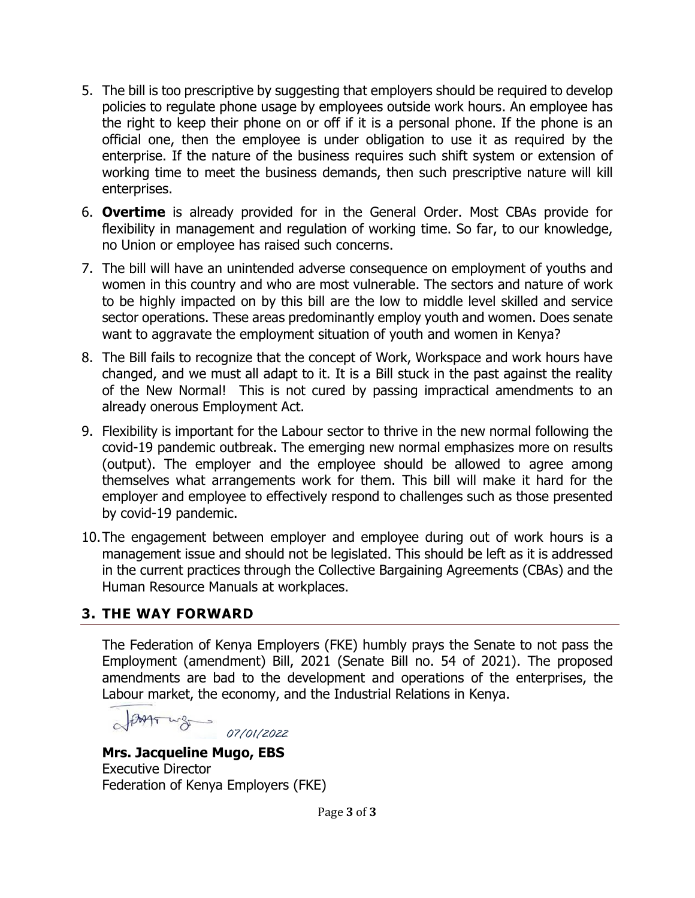5. The bill is too prescriptive by suggesting that employers should be required to develop policies to regulate phone usage by employees outside work hours. An employee has the right to keep their phone on or off if it is a personal phone. If the phone is an official one, then the employee is under obligation to use it as required by the enterprise. If the nature of the business requires such shift system or extension of working time to meet the business demands, then such prescriptive nature will kill enterprises.
6. **Overtime** is already provided for in the General Order. Most CBAs provide for flexibility in management and regulation of working time. So far, to our knowledge, no Union or employee has raised such concerns.
7. The bill will have an unintended adverse consequence on employment of youths and women in this country and who are most vulnerable. The sectors and nature of work to be highly impacted on by this bill are the low to middle level skilled and service sector operations. These areas predominantly employ youth and women. Does senate want to aggravate the employment situation of youth and women in Kenya?
8. The Bill fails to recognize that the concept of Work, Workspace and work hours have changed, and we must all adapt to it. It is a Bill stuck in the past against the reality of the New Normal! This is not cured by passing impractical amendments to an already onerous Employment Act.
9. Flexibility is important for the Labour sector to thrive in the new normal following the covid-19 pandemic outbreak. The emerging new normal emphasizes more on results (output). The employer and the employee should be allowed to agree among themselves what arrangements work for them. This bill will make it hard for the employer and employee to effectively respond to challenges such as those presented by covid-19 pandemic.
10. The engagement between employer and employee during out of work hours is a management issue and should not be legislated. This should be left as it is addressed in the current practices through the Collective Bargaining Agreements (CBAs) and the Human Resource Manuals at workplaces.

## 3. THE WAY FORWARD

The Federation of Kenya Employers (FKE) humbly prays the Senate to not pass the Employment (amendment) Bill, 2021 (Senate Bill no. 54 of 2021). The proposed amendments are bad to the development and operations of the enterprises, the Labour market, the economy, and the Industrial Relations in Kenya.

*07/01/2022*

**Mrs. Jacqueline Mugo, EBS**
Executive Director
Federation of Kenya Employers (FKE)